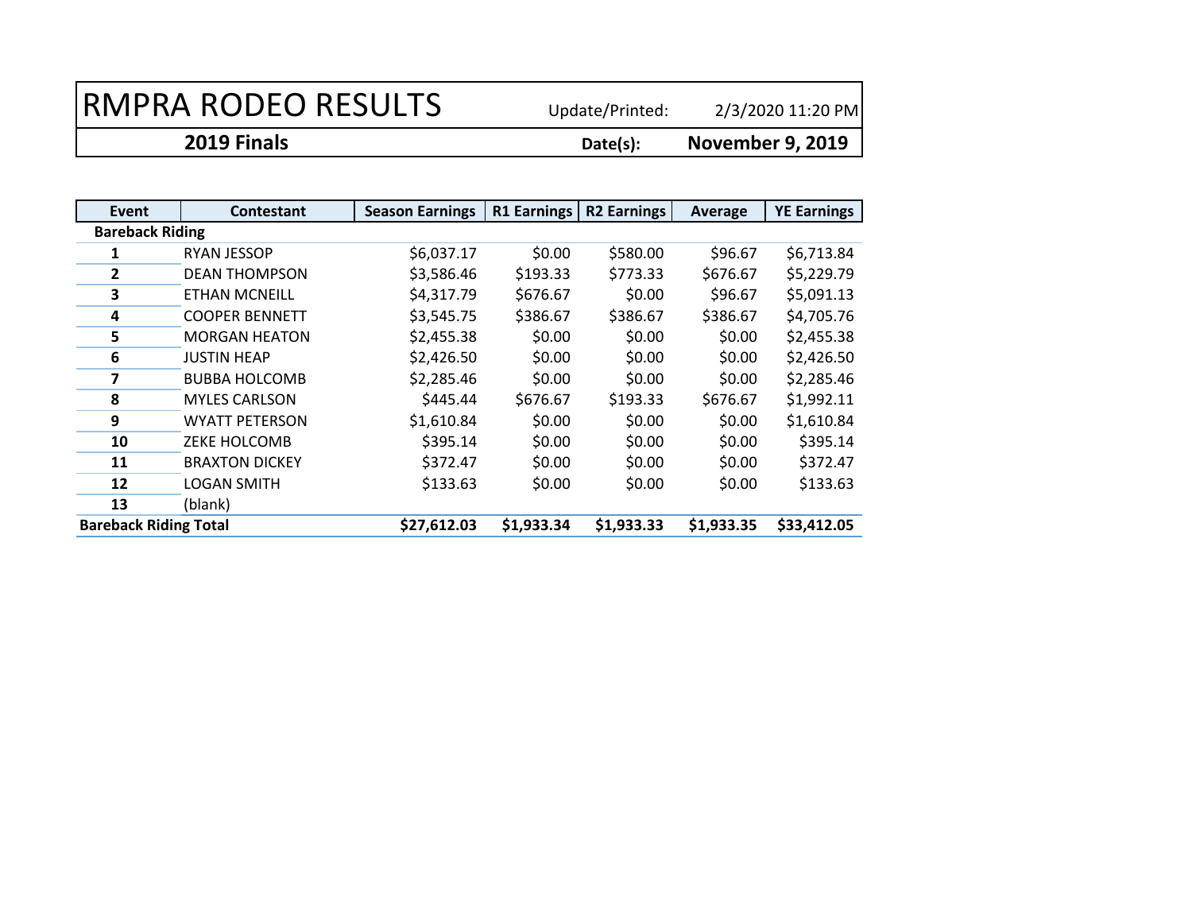# RMPRA RODEO RESULTS

Update/Printed: 2/3/2020 11:20 PM

**2019 Finals** **Date(s): November 9, 2019**

| Event | Contestant | Season Earnings | R1 Earnings | R2 Earnings | Average | YE Earnings |
|---|---|---|---|---|---|---|
| **Bareback Riding** | | | | | | |
| **1** | RYAN JESSOP | $6,037.17 | $0.00 | $580.00 | $96.67 | $6,713.84 |
| **2** | DEAN THOMPSON | $3,586.46 | $193.33 | $773.33 | $676.67 | $5,229.79 |
| **3** | ETHAN MCNEILL | $4,317.79 | $676.67 | $0.00 | $96.67 | $5,091.13 |
| **4** | COOPER BENNETT | $3,545.75 | $386.67 | $386.67 | $386.67 | $4,705.76 |
| **5** | MORGAN HEATON | $2,455.38 | $0.00 | $0.00 | $0.00 | $2,455.38 |
| **6** | JUSTIN HEAP | $2,426.50 | $0.00 | $0.00 | $0.00 | $2,426.50 |
| **7** | BUBBA HOLCOMB | $2,285.46 | $0.00 | $0.00 | $0.00 | $2,285.46 |
| **8** | MYLES CARLSON | $445.44 | $676.67 | $193.33 | $676.67 | $1,992.11 |
| **9** | WYATT PETERSON | $1,610.84 | $0.00 | $0.00 | $0.00 | $1,610.84 |
| **10** | ZEKE HOLCOMB | $395.14 | $0.00 | $0.00 | $0.00 | $395.14 |
| **11** | BRAXTON DICKEY | $372.47 | $0.00 | $0.00 | $0.00 | $372.47 |
| **12** | LOGAN SMITH | $133.63 | $0.00 | $0.00 | $0.00 | $133.63 |
| **13** | (blank) | | | | | |
| **Bareback Riding Total** | | **$27,612.03** | **$1,933.34** | **$1,933.33** | **$1,933.35** | **$33,412.05** |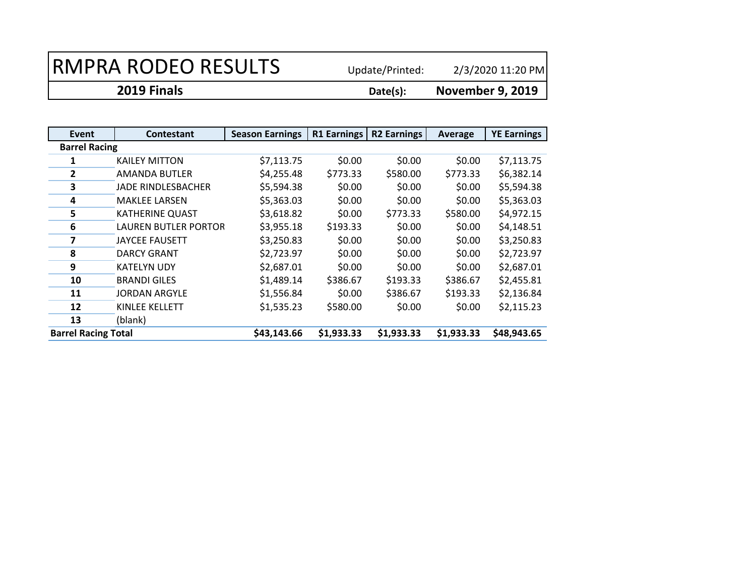# RMPRA RODEO RESULTS

Update/Printed: 2/3/2020 11:20 PM

**2019 Finals** **Date(s):** **November 9, 2019**

| Event | Contestant | Season Earnings | R1 Earnings | R2 Earnings | Average | YE Earnings |
|---|---|---|---|---|---|---|
| **Barrel Racing** | | | | | | |
| **1** | KAILEY MITTON | $7,113.75 | $0.00 | $0.00 | $0.00 | $7,113.75 |
| **2** | AMANDA BUTLER | $4,255.48 | $773.33 | $580.00 | $773.33 | $6,382.14 |
| **3** | JADE RINDLESBACHER | $5,594.38 | $0.00 | $0.00 | $0.00 | $5,594.38 |
| **4** | MAKLEE LARSEN | $5,363.03 | $0.00 | $0.00 | $0.00 | $5,363.03 |
| **5** | KATHERINE QUAST | $3,618.82 | $0.00 | $773.33 | $580.00 | $4,972.15 |
| **6** | LAUREN BUTLER PORTOR | $3,955.18 | $193.33 | $0.00 | $0.00 | $4,148.51 |
| **7** | JAYCEE FAUSETT | $3,250.83 | $0.00 | $0.00 | $0.00 | $3,250.83 |
| **8** | DARCY GRANT | $2,723.97 | $0.00 | $0.00 | $0.00 | $2,723.97 |
| **9** | KATELYN UDY | $2,687.01 | $0.00 | $0.00 | $0.00 | $2,687.01 |
| **10** | BRANDI GILES | $1,489.14 | $386.67 | $193.33 | $386.67 | $2,455.81 |
| **11** | JORDAN ARGYLE | $1,556.84 | $0.00 | $386.67 | $193.33 | $2,136.84 |
| **12** | KINLEE KELLETT | $1,535.23 | $580.00 | $0.00 | $0.00 | $2,115.23 |
| **13** | (blank) | | | | | |
| **Barrel Racing Total** | | **$43,143.66** | **$1,933.33** | **$1,933.33** | **$1,933.33** | **$48,943.65** |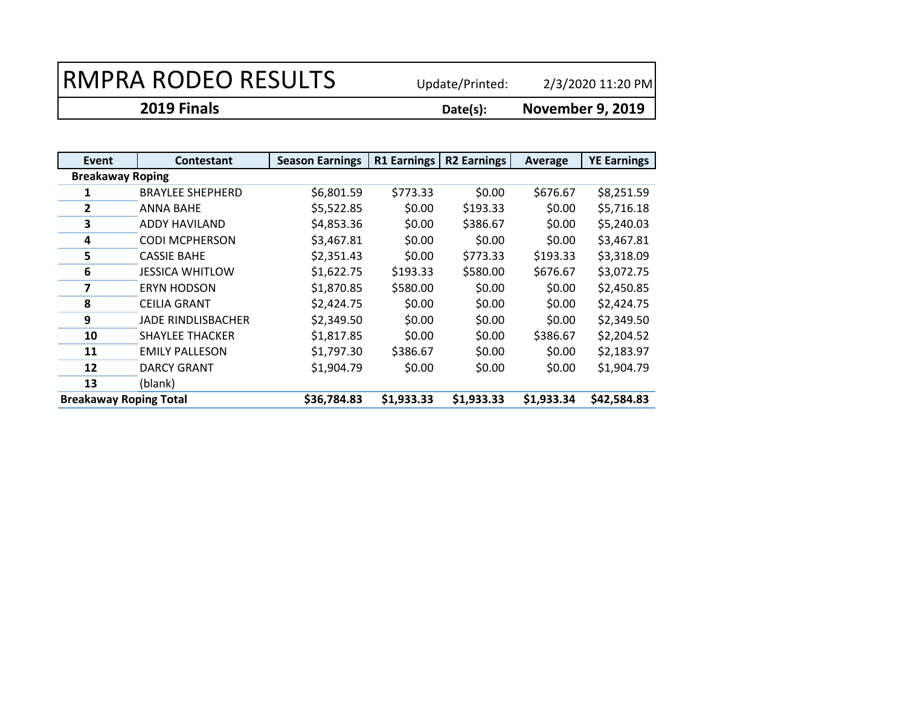# RMPRA RODEO RESULTS

Update/Printed: 2/3/2020 11:20 PM

**2019 Finals** **Date(s):** **November 9, 2019**

| Event | Contestant | Season Earnings | R1 Earnings | R2 Earnings | Average | YE Earnings |
|---|---|---|---|---|---|---|
| **Breakaway Roping** | | | | | | |
| **1** | BRAYLEE SHEPHERD | $6,801.59 | $773.33 | $0.00 | $676.67 | $8,251.59 |
| **2** | ANNA BAHE | $5,522.85 | $0.00 | $193.33 | $0.00 | $5,716.18 |
| **3** | ADDY HAVILAND | $4,853.36 | $0.00 | $386.67 | $0.00 | $5,240.03 |
| **4** | CODI MCPHERSON | $3,467.81 | $0.00 | $0.00 | $0.00 | $3,467.81 |
| **5** | CASSIE BAHE | $2,351.43 | $0.00 | $773.33 | $193.33 | $3,318.09 |
| **6** | JESSICA WHITLOW | $1,622.75 | $193.33 | $580.00 | $676.67 | $3,072.75 |
| **7** | ERYN HODSON | $1,870.85 | $580.00 | $0.00 | $0.00 | $2,450.85 |
| **8** | CEILIA GRANT | $2,424.75 | $0.00 | $0.00 | $0.00 | $2,424.75 |
| **9** | JADE RINDLISBACHER | $2,349.50 | $0.00 | $0.00 | $0.00 | $2,349.50 |
| **10** | SHAYLEE THACKER | $1,817.85 | $0.00 | $0.00 | $386.67 | $2,204.52 |
| **11** | EMILY PALLESON | $1,797.30 | $386.67 | $0.00 | $0.00 | $2,183.97 |
| **12** | DARCY GRANT | $1,904.79 | $0.00 | $0.00 | $0.00 | $1,904.79 |
| **13** | (blank) | | | | | |
| **Breakaway Roping Total** | | **$36,784.83** | **$1,933.33** | **$1,933.33** | **$1,933.34** | **$42,584.83** |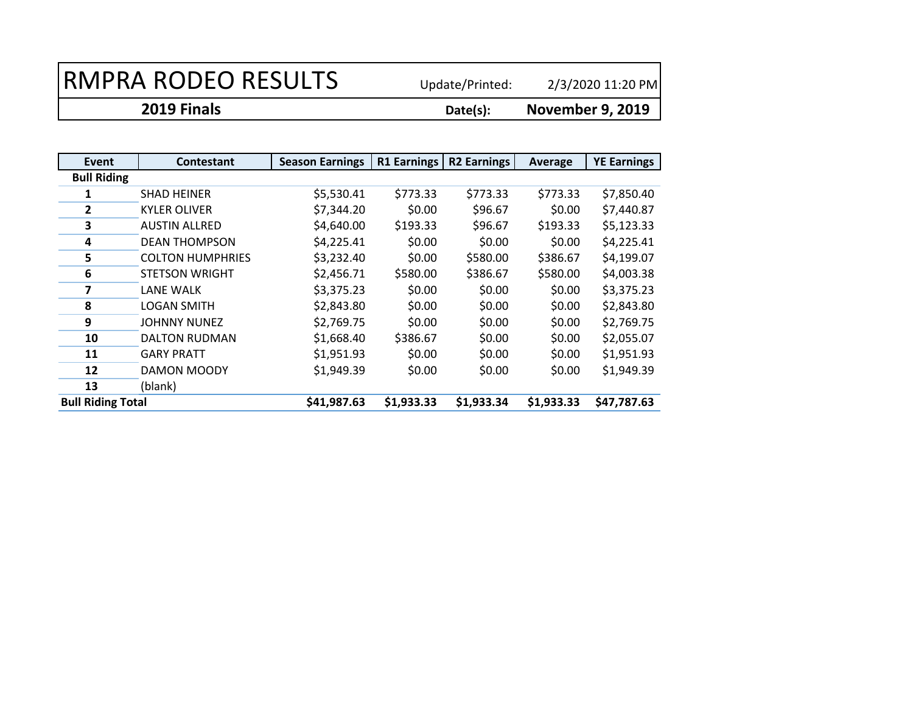# RMPRA RODEO RESULTS

Update/Printed: 2/3/2020 11:20 PM

**2019 Finals** **Date(s): November 9, 2019**

| Event | Contestant | Season Earnings | R1 Earnings | R2 Earnings | Average | YE Earnings |
|---|---|---|---|---|---|---|
| **Bull Riding** | | | | | | |
| **1** | SHAD HEINER | $5,530.41 | $773.33 | $773.33 | $773.33 | $7,850.40 |
| **2** | KYLER OLIVER | $7,344.20 | $0.00 | $96.67 | $0.00 | $7,440.87 |
| **3** | AUSTIN ALLRED | $4,640.00 | $193.33 | $96.67 | $193.33 | $5,123.33 |
| **4** | DEAN THOMPSON | $4,225.41 | $0.00 | $0.00 | $0.00 | $4,225.41 |
| **5** | COLTON HUMPHRIES | $3,232.40 | $0.00 | $580.00 | $386.67 | $4,199.07 |
| **6** | STETSON WRIGHT | $2,456.71 | $580.00 | $386.67 | $580.00 | $4,003.38 |
| **7** | LANE WALK | $3,375.23 | $0.00 | $0.00 | $0.00 | $3,375.23 |
| **8** | LOGAN SMITH | $2,843.80 | $0.00 | $0.00 | $0.00 | $2,843.80 |
| **9** | JOHNNY NUNEZ | $2,769.75 | $0.00 | $0.00 | $0.00 | $2,769.75 |
| **10** | DALTON RUDMAN | $1,668.40 | $386.67 | $0.00 | $0.00 | $2,055.07 |
| **11** | GARY PRATT | $1,951.93 | $0.00 | $0.00 | $0.00 | $1,951.93 |
| **12** | DAMON MOODY | $1,949.39 | $0.00 | $0.00 | $0.00 | $1,949.39 |
| **13** | (blank) | | | | | |
| **Bull Riding Total** | | **$41,987.63** | **$1,933.33** | **$1,933.34** | **$1,933.33** | **$47,787.63** |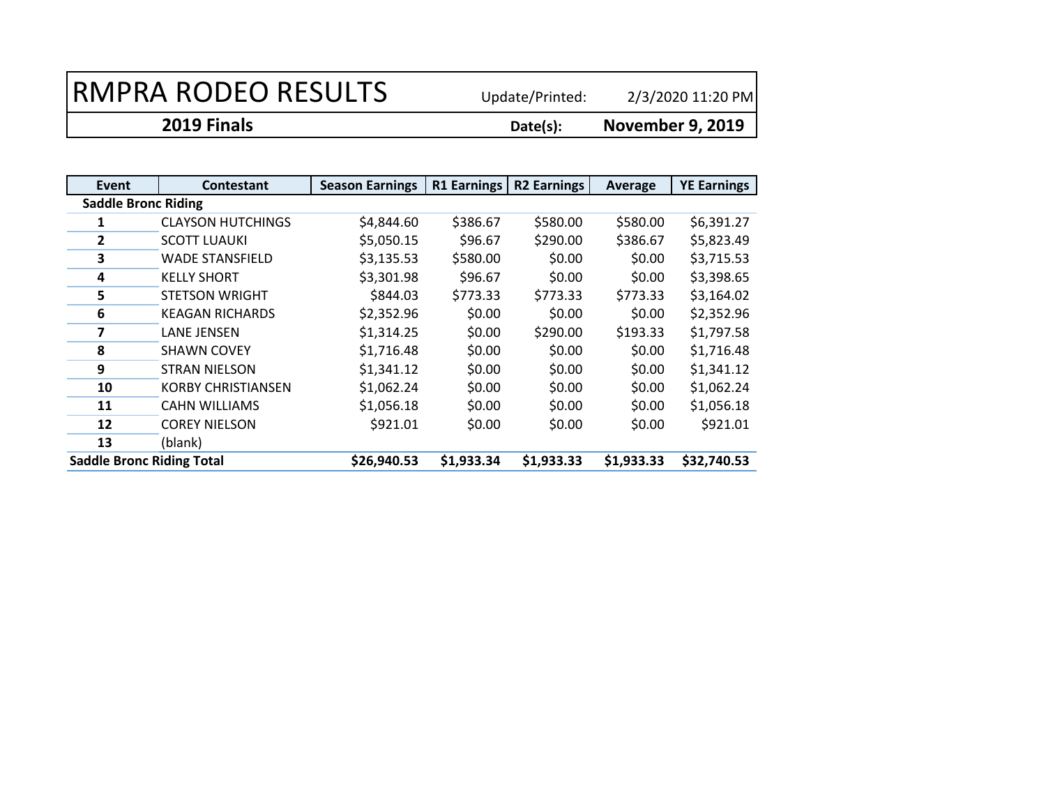# RMPRA RODEO RESULTS

Update/Printed: 2/3/2020 11:20 PM

**2019 Finals** **Date(s): November 9, 2019**

| Event | Contestant | Season Earnings | R1 Earnings | R2 Earnings | Average | YE Earnings |
|---|---|---|---|---|---|---|
| **Saddle Bronc Riding** | | | | | | |
| **1** | CLAYSON HUTCHINGS | $4,844.60 | $386.67 | $580.00 | $580.00 | $6,391.27 |
| **2** | SCOTT LUAUKI | $5,050.15 | $96.67 | $290.00 | $386.67 | $5,823.49 |
| **3** | WADE STANSFIELD | $3,135.53 | $580.00 | $0.00 | $0.00 | $3,715.53 |
| **4** | KELLY SHORT | $3,301.98 | $96.67 | $0.00 | $0.00 | $3,398.65 |
| **5** | STETSON WRIGHT | $844.03 | $773.33 | $773.33 | $773.33 | $3,164.02 |
| **6** | KEAGAN RICHARDS | $2,352.96 | $0.00 | $0.00 | $0.00 | $2,352.96 |
| **7** | LANE JENSEN | $1,314.25 | $0.00 | $290.00 | $193.33 | $1,797.58 |
| **8** | SHAWN COVEY | $1,716.48 | $0.00 | $0.00 | $0.00 | $1,716.48 |
| **9** | STRAN NIELSON | $1,341.12 | $0.00 | $0.00 | $0.00 | $1,341.12 |
| **10** | KORBY CHRISTIANSEN | $1,062.24 | $0.00 | $0.00 | $0.00 | $1,062.24 |
| **11** | CAHN WILLIAMS | $1,056.18 | $0.00 | $0.00 | $0.00 | $1,056.18 |
| **12** | COREY NIELSON | $921.01 | $0.00 | $0.00 | $0.00 | $921.01 |
| **13** | (blank) | | | | | |
| **Saddle Bronc Riding Total** | | **$26,940.53** | **$1,933.34** | **$1,933.33** | **$1,933.33** | **$32,740.53** |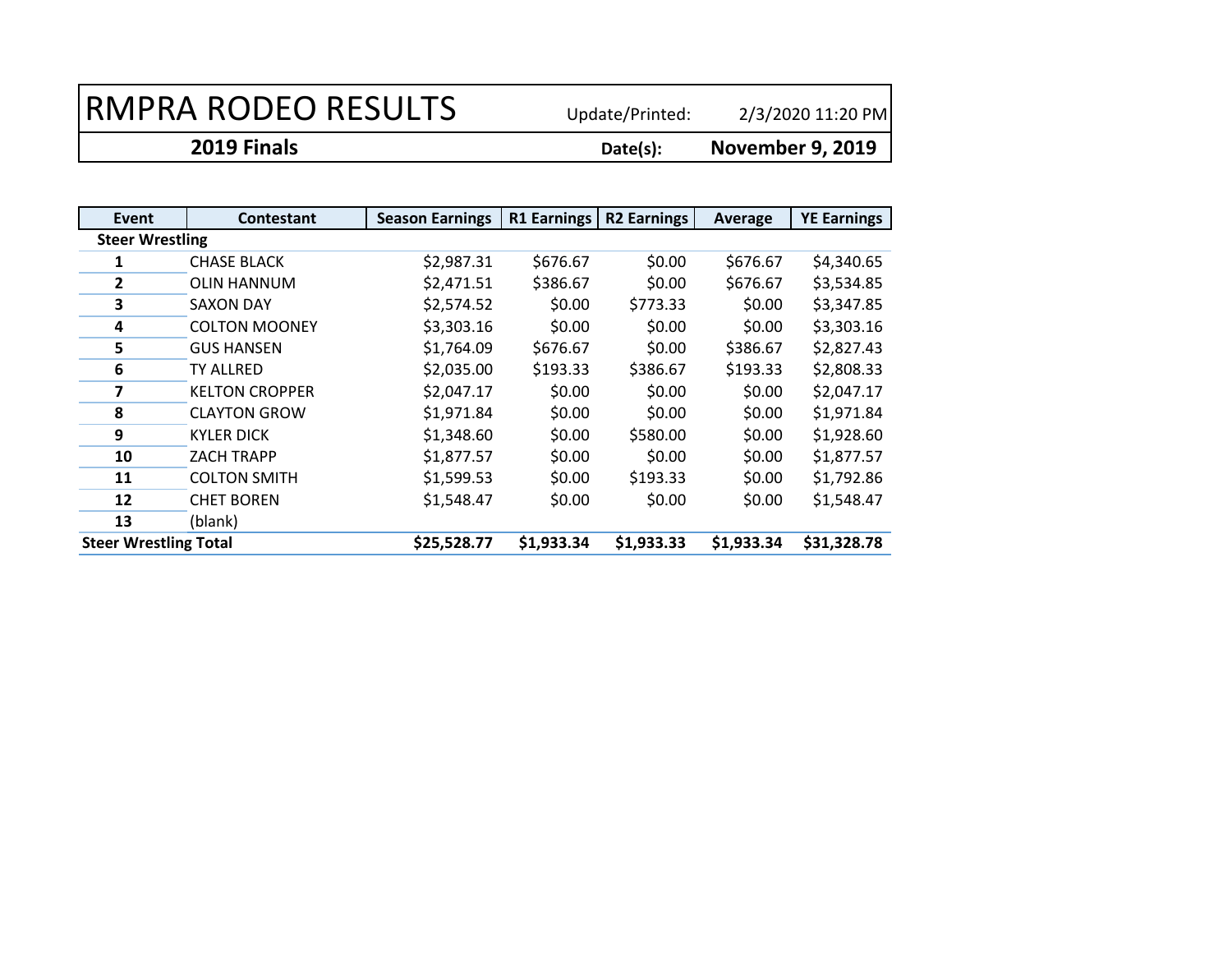# RMPRA RODEO RESULTS

Update/Printed: 2/3/2020 11:20 PM

**2019 Finals** **Date(s): November 9, 2019**

| Event | Contestant | Season Earnings | R1 Earnings | R2 Earnings | Average | YE Earnings |
|---|---|---|---|---|---|---|
| **Steer Wrestling** | | | | | | |
| **1** | CHASE BLACK | $2,987.31 | $676.67 | $0.00 | $676.67 | $4,340.65 |
| **2** | OLIN HANNUM | $2,471.51 | $386.67 | $0.00 | $676.67 | $3,534.85 |
| **3** | SAXON DAY | $2,574.52 | $0.00 | $773.33 | $0.00 | $3,347.85 |
| **4** | COLTON MOONEY | $3,303.16 | $0.00 | $0.00 | $0.00 | $3,303.16 |
| **5** | GUS HANSEN | $1,764.09 | $676.67 | $0.00 | $386.67 | $2,827.43 |
| **6** | TY ALLRED | $2,035.00 | $193.33 | $386.67 | $193.33 | $2,808.33 |
| **7** | KELTON CROPPER | $2,047.17 | $0.00 | $0.00 | $0.00 | $2,047.17 |
| **8** | CLAYTON GROW | $1,971.84 | $0.00 | $0.00 | $0.00 | $1,971.84 |
| **9** | KYLER DICK | $1,348.60 | $0.00 | $580.00 | $0.00 | $1,928.60 |
| **10** | ZACH TRAPP | $1,877.57 | $0.00 | $0.00 | $0.00 | $1,877.57 |
| **11** | COLTON SMITH | $1,599.53 | $0.00 | $193.33 | $0.00 | $1,792.86 |
| **12** | CHET BOREN | $1,548.47 | $0.00 | $0.00 | $0.00 | $1,548.47 |
| **13** | (blank) | | | | | |
| **Steer Wrestling Total** | | **$25,528.77** | **$1,933.34** | **$1,933.33** | **$1,933.34** | **$31,328.78** |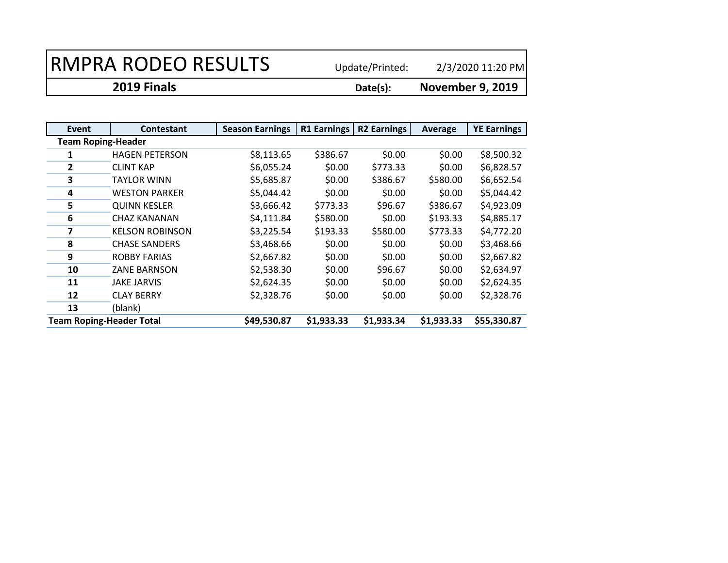# RMPRA RODEO RESULTS

Update/Printed: 2/3/2020 11:20 PM

**2019 Finals** **Date(s): November 9, 2019**

| Event | Contestant | Season Earnings | R1 Earnings | R2 Earnings | Average | YE Earnings |
|---|---|---|---|---|---|---|
| **Team Roping-Header** | | | | | | |
| **1** | HAGEN PETERSON | $8,113.65 | $386.67 | $0.00 | $0.00 | $8,500.32 |
| **2** | CLINT KAP | $6,055.24 | $0.00 | $773.33 | $0.00 | $6,828.57 |
| **3** | TAYLOR WINN | $5,685.87 | $0.00 | $386.67 | $580.00 | $6,652.54 |
| **4** | WESTON PARKER | $5,044.42 | $0.00 | $0.00 | $0.00 | $5,044.42 |
| **5** | QUINN KESLER | $3,666.42 | $773.33 | $96.67 | $386.67 | $4,923.09 |
| **6** | CHAZ KANANAN | $4,111.84 | $580.00 | $0.00 | $193.33 | $4,885.17 |
| **7** | KELSON ROBINSON | $3,225.54 | $193.33 | $580.00 | $773.33 | $4,772.20 |
| **8** | CHASE SANDERS | $3,468.66 | $0.00 | $0.00 | $0.00 | $3,468.66 |
| **9** | ROBBY FARIAS | $2,667.82 | $0.00 | $0.00 | $0.00 | $2,667.82 |
| **10** | ZANE BARNSON | $2,538.30 | $0.00 | $96.67 | $0.00 | $2,634.97 |
| **11** | JAKE JARVIS | $2,624.35 | $0.00 | $0.00 | $0.00 | $2,624.35 |
| **12** | CLAY BERRY | $2,328.76 | $0.00 | $0.00 | $0.00 | $2,328.76 |
| **13** | (blank) | | | | | |
| **Team Roping-Header Total** | | **$49,530.87** | **$1,933.33** | **$1,933.34** | **$1,933.33** | **$55,330.87** |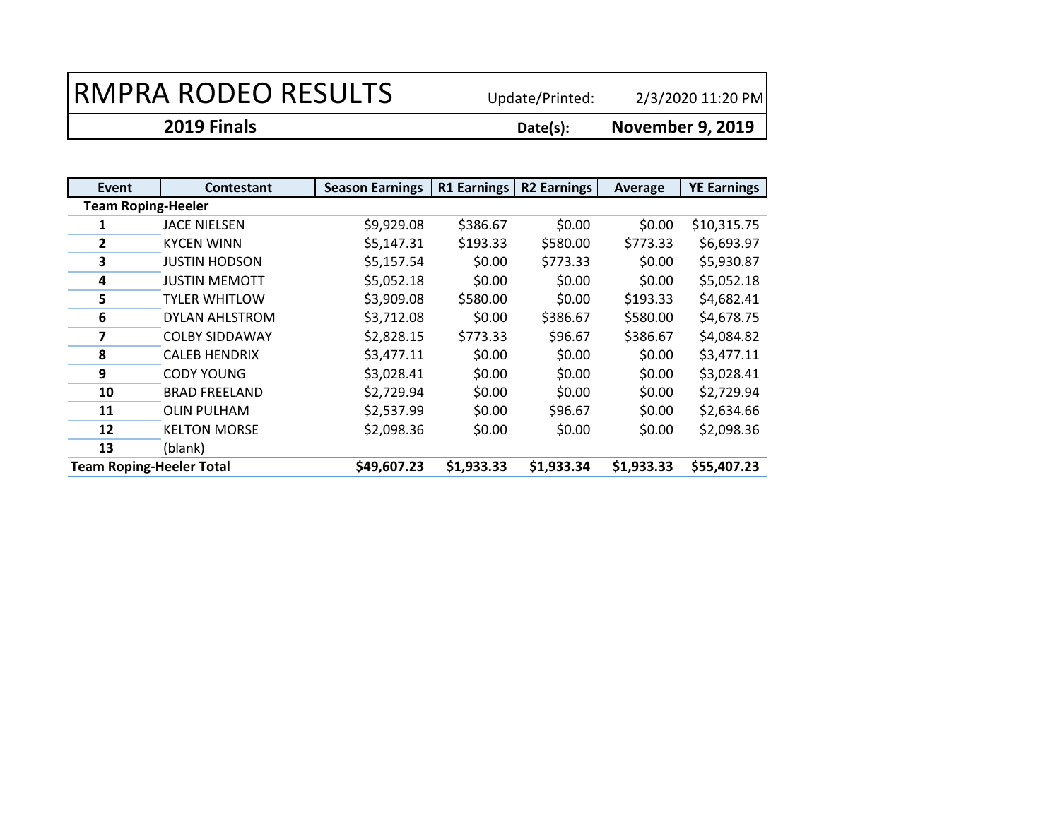# RMPRA RODEO RESULTS

Update/Printed: 2/3/2020 11:20 PM

**2019 Finals** **Date(s):** **November 9, 2019**

| Event | Contestant | Season Earnings | R1 Earnings | R2 Earnings | Average | YE Earnings |
|---|---|---|---|---|---|---|
| **Team Roping-Heeler** | | | | | | |
| **1** | JACE NIELSEN | $9,929.08 | $386.67 | $0.00 | $0.00 | $10,315.75 |
| **2** | KYCEN WINN | $5,147.31 | $193.33 | $580.00 | $773.33 | $6,693.97 |
| **3** | JUSTIN HODSON | $5,157.54 | $0.00 | $773.33 | $0.00 | $5,930.87 |
| **4** | JUSTIN MEMOTT | $5,052.18 | $0.00 | $0.00 | $0.00 | $5,052.18 |
| **5** | TYLER WHITLOW | $3,909.08 | $580.00 | $0.00 | $193.33 | $4,682.41 |
| **6** | DYLAN AHLSTROM | $3,712.08 | $0.00 | $386.67 | $580.00 | $4,678.75 |
| **7** | COLBY SIDDAWAY | $2,828.15 | $773.33 | $96.67 | $386.67 | $4,084.82 |
| **8** | CALEB HENDRIX | $3,477.11 | $0.00 | $0.00 | $0.00 | $3,477.11 |
| **9** | CODY YOUNG | $3,028.41 | $0.00 | $0.00 | $0.00 | $3,028.41 |
| **10** | BRAD FREELAND | $2,729.94 | $0.00 | $0.00 | $0.00 | $2,729.94 |
| **11** | OLIN PULHAM | $2,537.99 | $0.00 | $96.67 | $0.00 | $2,634.66 |
| **12** | KELTON MORSE | $2,098.36 | $0.00 | $0.00 | $0.00 | $2,098.36 |
| **13** | (blank) | | | | | |
| **Team Roping-Heeler Total** | | **$49,607.23** | **$1,933.33** | **$1,933.34** | **$1,933.33** | **$55,407.23** |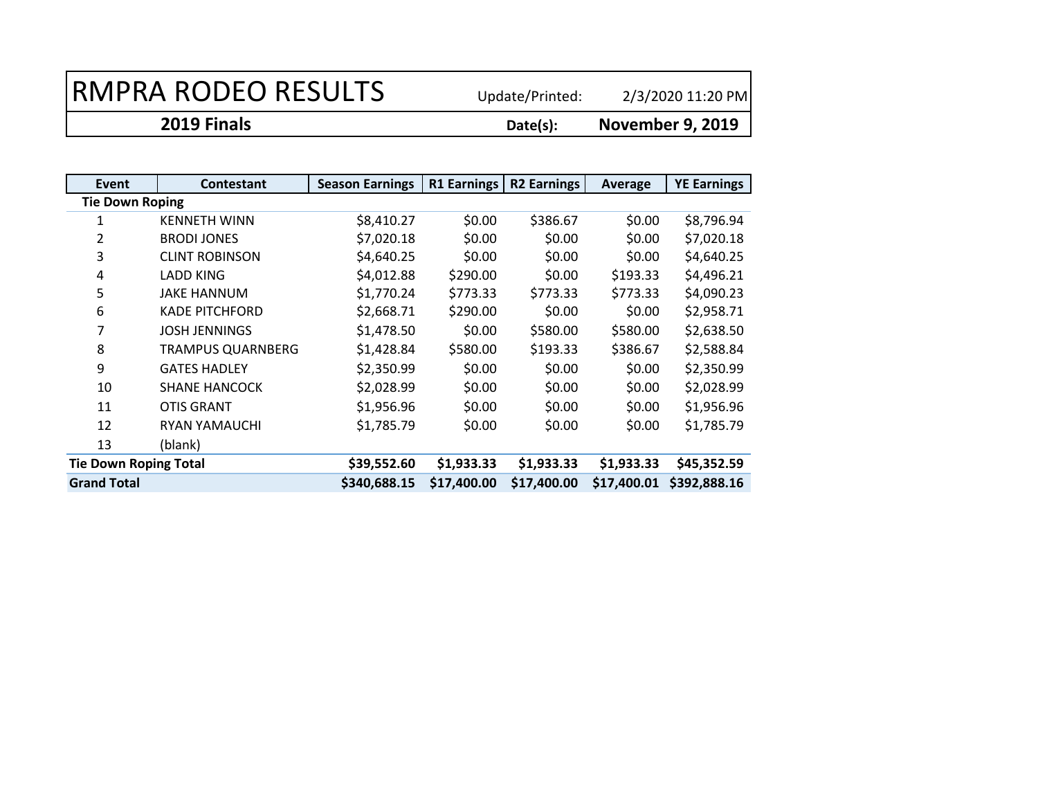# RMPRA RODEO RESULTS

Update/Printed: 2/3/2020 11:20 PM

**2019 Finals** **Date(s): November 9, 2019**

| Event | Contestant | Season Earnings | R1 Earnings | R2 Earnings | Average | YE Earnings |
|---|---|---|---|---|---|---|
| **Tie Down Roping** | | | | | | |
| 1 | KENNETH WINN | $8,410.27 | $0.00 | $386.67 | $0.00 | $8,796.94 |
| 2 | BRODI JONES | $7,020.18 | $0.00 | $0.00 | $0.00 | $7,020.18 |
| 3 | CLINT ROBINSON | $4,640.25 | $0.00 | $0.00 | $0.00 | $4,640.25 |
| 4 | LADD KING | $4,012.88 | $290.00 | $0.00 | $193.33 | $4,496.21 |
| 5 | JAKE HANNUM | $1,770.24 | $773.33 | $773.33 | $773.33 | $4,090.23 |
| 6 | KADE PITCHFORD | $2,668.71 | $290.00 | $0.00 | $0.00 | $2,958.71 |
| 7 | JOSH JENNINGS | $1,478.50 | $0.00 | $580.00 | $580.00 | $2,638.50 |
| 8 | TRAMPUS QUARNBERG | $1,428.84 | $580.00 | $193.33 | $386.67 | $2,588.84 |
| 9 | GATES HADLEY | $2,350.99 | $0.00 | $0.00 | $0.00 | $2,350.99 |
| 10 | SHANE HANCOCK | $2,028.99 | $0.00 | $0.00 | $0.00 | $2,028.99 |
| 11 | OTIS GRANT | $1,956.96 | $0.00 | $0.00 | $0.00 | $1,956.96 |
| 12 | RYAN YAMAUCHI | $1,785.79 | $0.00 | $0.00 | $0.00 | $1,785.79 |
| 13 | (blank) | | | | | |
| **Tie Down Roping Total** | | **$39,552.60** | **$1,933.33** | **$1,933.33** | **$1,933.33** | **$45,352.59** |
| **Grand Total** | | **$340,688.15** | **$17,400.00** | **$17,400.00** | **$17,400.01** | **$392,888.16** |